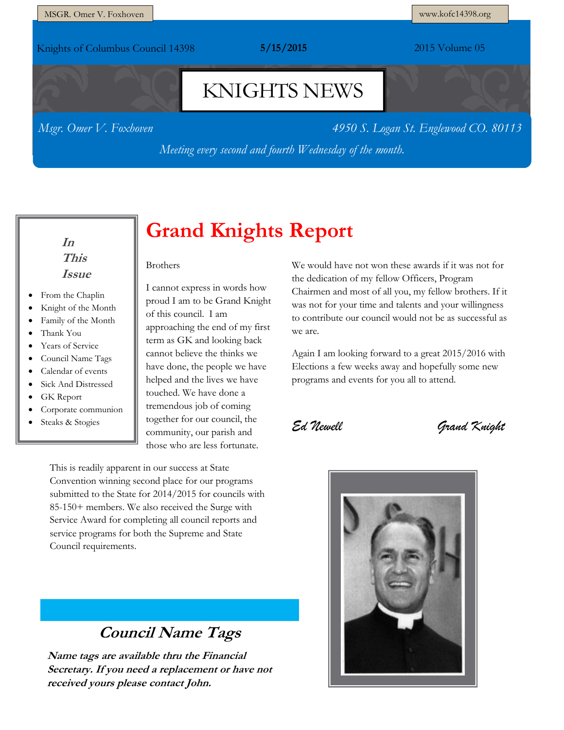MSGR. Omer V. Foxhoven

www.kofc14398.org

Knights of Columbus Council 14398 **5/15/2015** 2015 Volume 05

# KNIGHTS NEWS

*Msgr. Omer V. Foxhoven* *4950 S. Logan St. Englewood CO. 80113*

*Meeting every second and fourth Wednesday of the month.*

***In This Issue***

- From the Chaplin
- Knight of the Month
- Family of the Month
- Thank You
- Years of Service
- Council Name Tags
- Calendar of events
- Sick And Distressed
- GK Report
- Corporate communion
- Steaks & Stogies

## Grand Knights Report

Brothers

I cannot express in words how proud I am to be Grand Knight of this council. I am approaching the end of my first term as GK and looking back cannot believe the thinks we have done, the people we have helped and the lives we have touched. We have done a tremendous job of coming together for our council, the community, our parish and those who are less fortunate.

This is readily apparent in our success at State Convention winning second place for our programs submitted to the State for 2014/2015 for councils with 85-150+ members. We also received the Surge with Service Award for completing all council reports and service programs for both the Supreme and State Council requirements.

We would have not won these awards if it was not for the dedication of my fellow Officers, Program Chairmen and most of all you, my fellow brothers. If it was not for your time and talents and your willingness to contribute our council would not be as successful as we are.

Again I am looking forward to a great 2015/2016 with Elections a few weeks away and hopefully some new programs and events for you all to attend.

*Ed Newell* *Grand Knight*

## *Council Name Tags*

***Name tags are available thru the Financial Secretary. If you need a replacement or have not received yours please contact John.***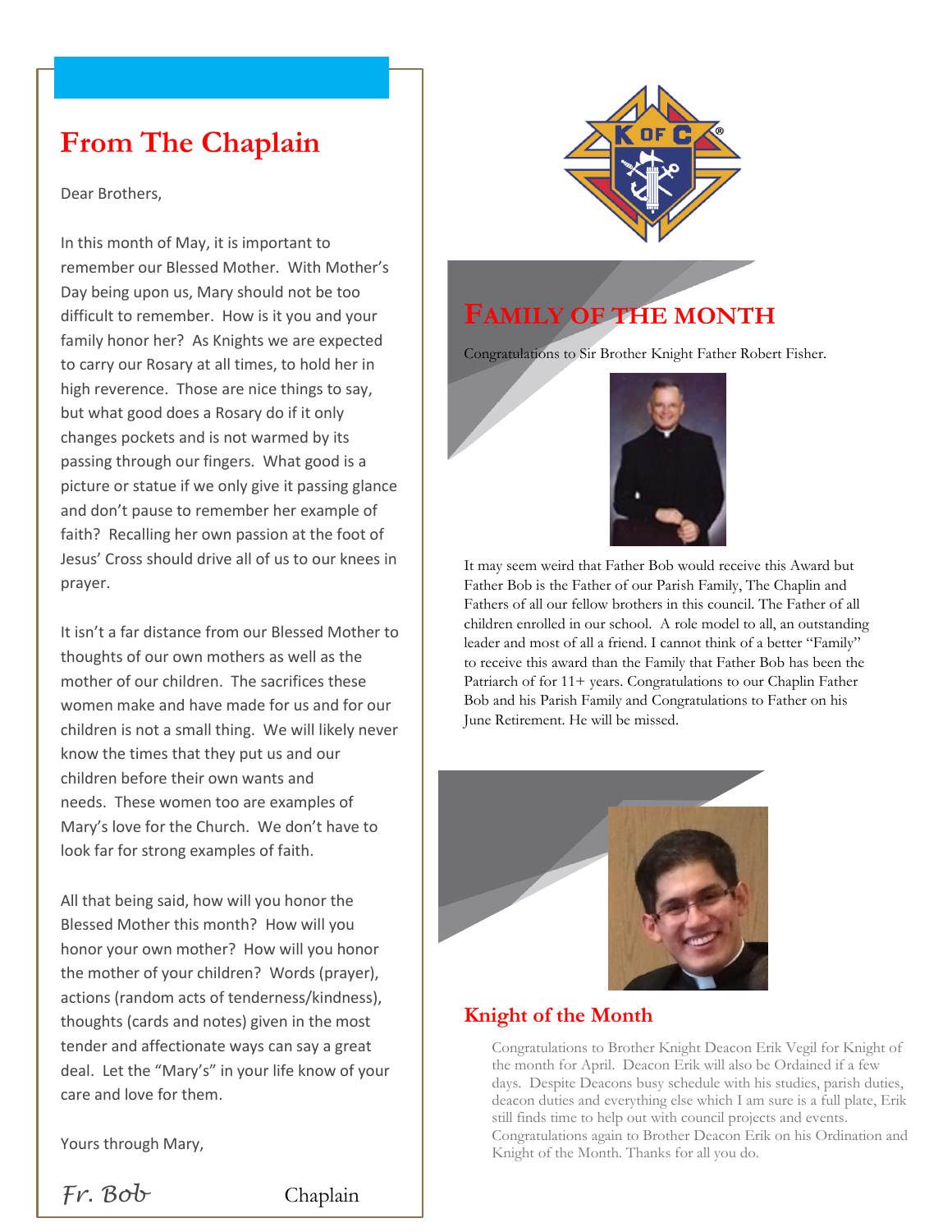## From The Chaplain

Dear Brothers,

In this month of May, it is important to remember our Blessed Mother. With Mother's Day being upon us, Mary should not be too difficult to remember. How is it you and your family honor her? As Knights we are expected to carry our Rosary at all times, to hold her in high reverence. Those are nice things to say, but what good does a Rosary do if it only changes pockets and is not warmed by its passing through our fingers. What good is a picture or statue if we only give it passing glance and don't pause to remember her example of faith? Recalling her own passion at the foot of Jesus' Cross should drive all of us to our knees in prayer.

It isn't a far distance from our Blessed Mother to thoughts of our own mothers as well as the mother of our children. The sacrifices these women make and have made for us and for our children is not a small thing. We will likely never know the times that they put us and our children before their own wants and needs. These women too are examples of Mary's love for the Church. We don't have to look far for strong examples of faith.

All that being said, how will you honor the Blessed Mother this month? How will you honor your own mother? How will you honor the mother of your children? Words (prayer), actions (random acts of tenderness/kindness), thoughts (cards and notes) given in the most tender and affectionate ways can say a great deal. Let the "Mary's" in your life know of your care and love for them.

Yours through Mary,

*Fr. Bob* Chaplain

## Family of the Month

Congratulations to Sir Brother Knight Father Robert Fisher.

It may seem weird that Father Bob would receive this Award but Father Bob is the Father of our Parish Family, The Chaplin and Fathers of all our fellow brothers in this council. The Father of all children enrolled in our school. A role model to all, an outstanding leader and most of all a friend. I cannot think of a better "Family" to receive this award than the Family that Father Bob has been the Patriarch of for 11+ years. Congratulations to our Chaplin Father Bob and his Parish Family and Congratulations to Father on his June Retirement. He will be missed.

## Knight of the Month

Congratulations to Brother Knight Deacon Erik Vegil for Knight of the month for April. Deacon Erik will also be Ordained if a few days. Despite Deacons busy schedule with his studies, parish duties, deacon duties and everything else which I am sure is a full plate, Erik still finds time to help out with council projects and events. Congratulations again to Brother Deacon Erik on his Ordination and Knight of the Month. Thanks for all you do.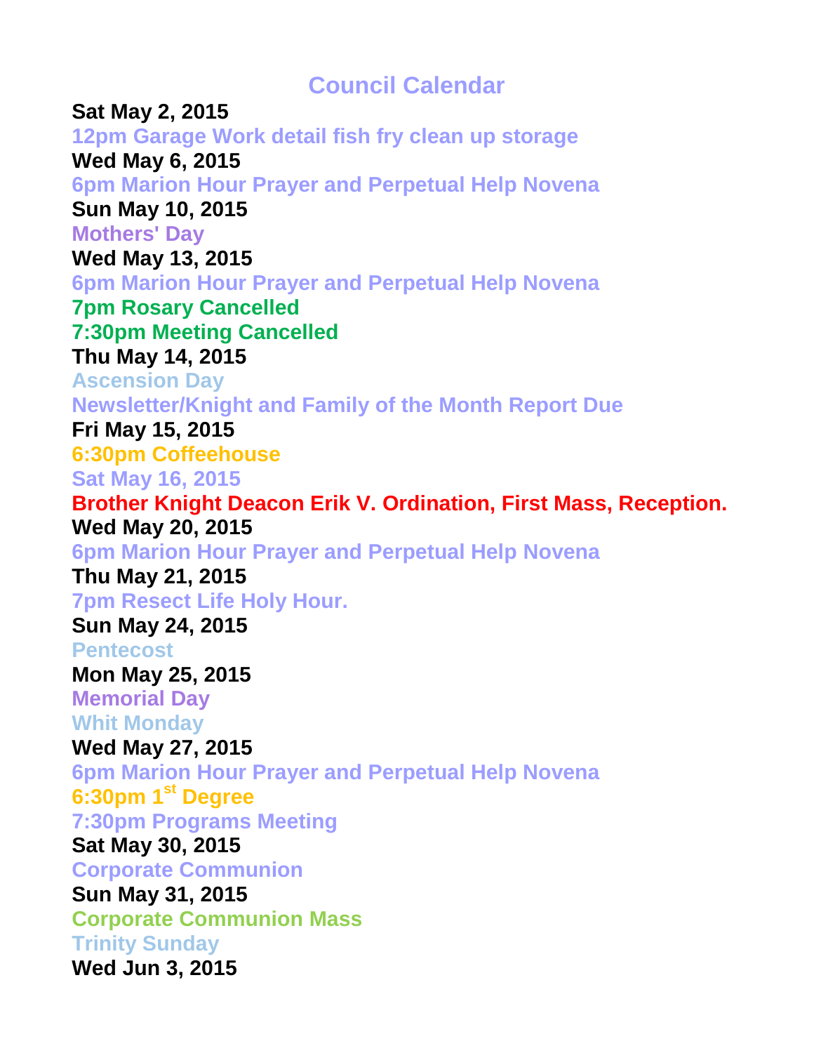# Council Calendar

**Sat May 2, 2015**

**12pm Garage Work detail fish fry clean up storage**

**Wed May 6, 2015**

**6pm Marion Hour Prayer and Perpetual Help Novena**

**Sun May 10, 2015**

**Mothers' Day**

**Wed May 13, 2015**

**6pm Marion Hour Prayer and Perpetual Help Novena**

**7pm Rosary Cancelled**

**7:30pm Meeting Cancelled**

**Thu May 14, 2015**

**Ascension Day**

**Newsletter/Knight and Family of the Month Report Due**

**Fri May 15, 2015**

**6:30pm Coffeehouse**

**Sat May 16, 2015**

**Brother Knight Deacon Erik V. Ordination, First Mass, Reception.**

**Wed May 20, 2015**

**6pm Marion Hour Prayer and Perpetual Help Novena**

**Thu May 21, 2015**

**7pm Resect Life Holy Hour.**

**Sun May 24, 2015**

**Pentecost**

**Mon May 25, 2015**

**Memorial Day**

**Whit Monday**

**Wed May 27, 2015**

**6pm Marion Hour Prayer and Perpetual Help Novena**

**6:30pm 1st Degree**

**7:30pm Programs Meeting**

**Sat May 30, 2015**

**Corporate Communion**

**Sun May 31, 2015**

**Corporate Communion Mass**

**Trinity Sunday**

**Wed Jun 3, 2015**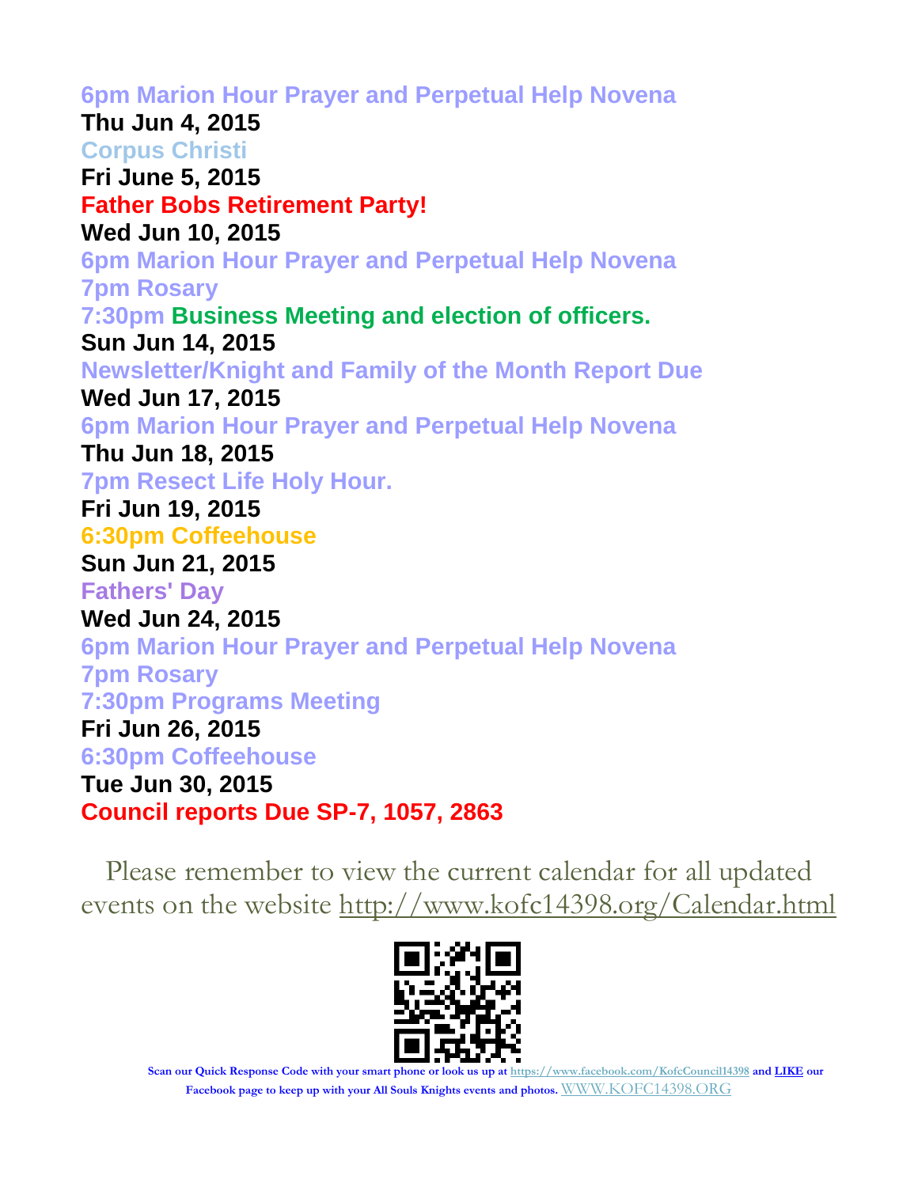6pm Marion Hour Prayer and Perpetual Help Novena

**Thu Jun 4, 2015**

Corpus Christi

**Fri June 5, 2015**

**Father Bobs Retirement Party!**

**Wed Jun 10, 2015**

6pm Marion Hour Prayer and Perpetual Help Novena

7pm Rosary

7:30pm **Business Meeting and election of officers.**

**Sun Jun 14, 2015**

Newsletter/Knight and Family of the Month Report Due

**Wed Jun 17, 2015**

6pm Marion Hour Prayer and Perpetual Help Novena

**Thu Jun 18, 2015**

7pm Resect Life Holy Hour.

**Fri Jun 19, 2015**

6:30pm Coffeehouse

**Sun Jun 21, 2015**

Fathers' Day

**Wed Jun 24, 2015**

6pm Marion Hour Prayer and Perpetual Help Novena

7pm Rosary

7:30pm Programs Meeting

**Fri Jun 26, 2015**

6:30pm Coffeehouse

**Tue Jun 30, 2015**

**Council reports Due SP-7, 1057, 2863**

Please remember to view the current calendar for all updated events on the website http://www.kofc14398.org/Calendar.html

**Scan our Quick Response Code with your smart phone or look us up at https://www.facebook.com/KofcCouncil14398 and LIKE our Facebook page to keep up with your All Souls Knights events and photos.** WWW.KOFC14398.ORG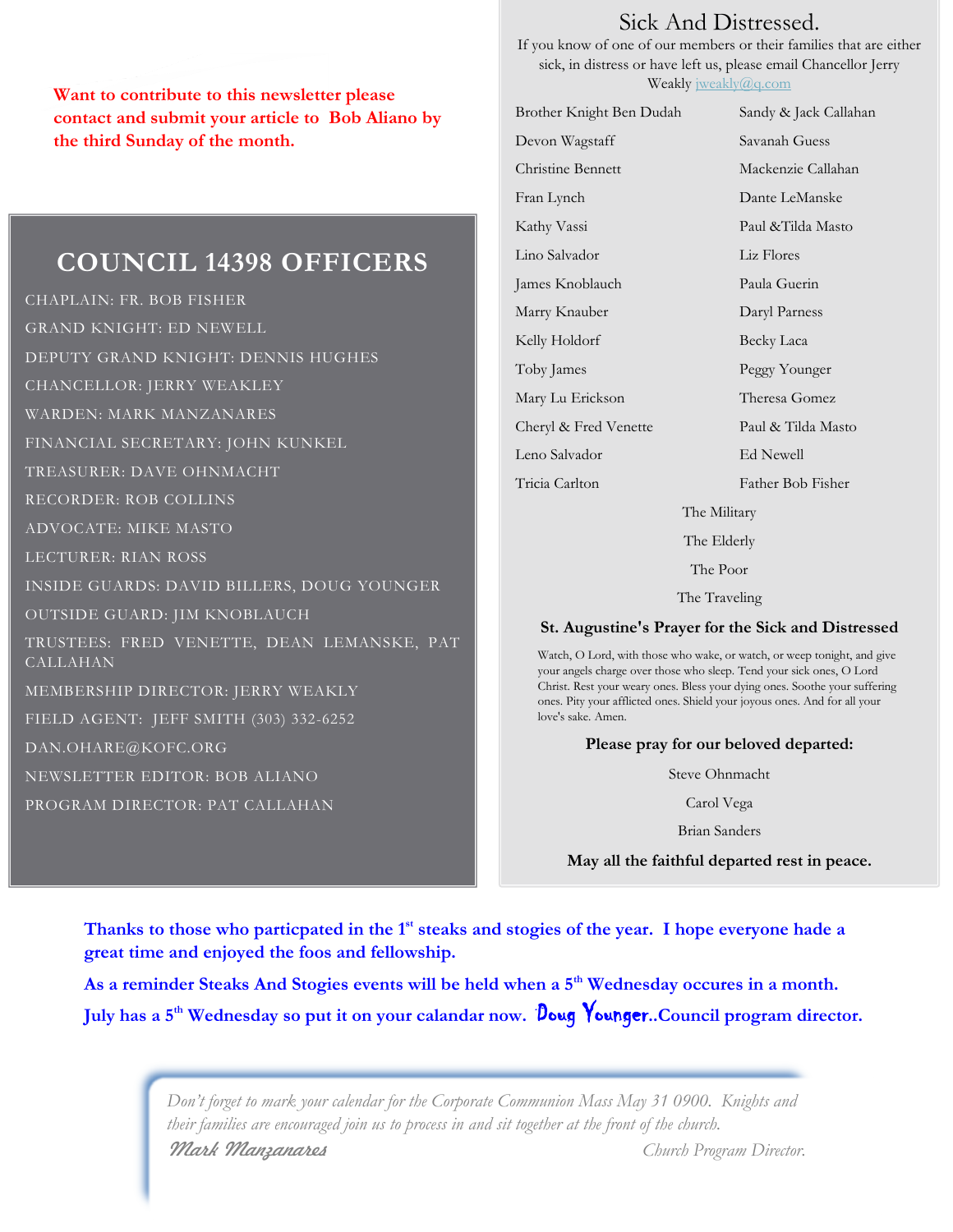**Want to contribute to this newsletter please contact and submit your article to Bob Aliano by the third Sunday of the month.**

## COUNCIL 14398 OFFICERS

CHAPLAIN: FR. BOB FISHER

GRAND KNIGHT: ED NEWELL

DEPUTY GRAND KNIGHT: DENNIS HUGHES

CHANCELLOR: JERRY WEAKLEY

WARDEN: MARK MANZANARES

FINANCIAL SECRETARY: JOHN KUNKEL

TREASURER: DAVE OHNMACHT

RECORDER: ROB COLLINS

ADVOCATE: MIKE MASTO

LECTURER: RIAN ROSS

INSIDE GUARDS: DAVID BILLERS, DOUG YOUNGER

OUTSIDE GUARD: JIM KNOBLAUCH

TRUSTEES: FRED VENETTE, DEAN LEMANSKE, PAT CALLAHAN

MEMBERSHIP DIRECTOR: JERRY WEAKLY

FIELD AGENT: JEFF SMITH (303) 332-6252

DAN.OHARE@KOFC.ORG

NEWSLETTER EDITOR: BOB ALIANO

PROGRAM DIRECTOR: PAT CALLAHAN

## Sick And Distressed.

If you know of one of our members or their families that are either sick, in distress or have left us, please email Chancellor Jerry Weakly jweakly@q.com

| | |
|---|---|
| Brother Knight Ben Dudah | Sandy & Jack Callahan |
| Devon Wagstaff | Savanah Guess |
| Christine Bennett | Mackenzie Callahan |
| Fran Lynch | Dante LeManske |
| Kathy Vassi | Paul &Tilda Masto |
| Lino Salvador | Liz Flores |
| James Knoblauch | Paula Guerin |
| Marry Knauber | Daryl Parness |
| Kelly Holdorf | Becky Laca |
| Toby James | Peggy Younger |
| Mary Lu Erickson | Theresa Gomez |
| Cheryl & Fred Venette | Paul & Tilda Masto |
| Leno Salvador | Ed Newell |
| Tricia Carlton | Father Bob Fisher |

The Military

The Elderly

The Poor

The Traveling

**St. Augustine's Prayer for the Sick and Distressed**

Watch, O Lord, with those who wake, or watch, or weep tonight, and give your angels charge over those who sleep. Tend your sick ones, O Lord Christ. Rest your weary ones. Bless your dying ones. Soothe your suffering ones. Pity your afflicted ones. Shield your joyous ones. And for all your love's sake. Amen.

**Please pray for our beloved departed:**

Steve Ohnmacht

Carol Vega

Brian Sanders

**May all the faithful departed rest in peace.**

**Thanks to those who particpated in the 1st steaks and stogies of the year. I hope everyone hade a great time and enjoyed the foos and fellowship.**

**As a reminder Steaks And Stogies events will be held when a 5th Wednesday occures in a month.**

**July has a 5th Wednesday so put it on your calandar now. Doug Younger..Council program director.**

*Don't forget to mark your calendar for the Corporate Communion Mass May 31 0900. Knights and their families are encouraged join us to process in and sit together at the front of the church.*

*Mark Manzanares* *Church Program Director.*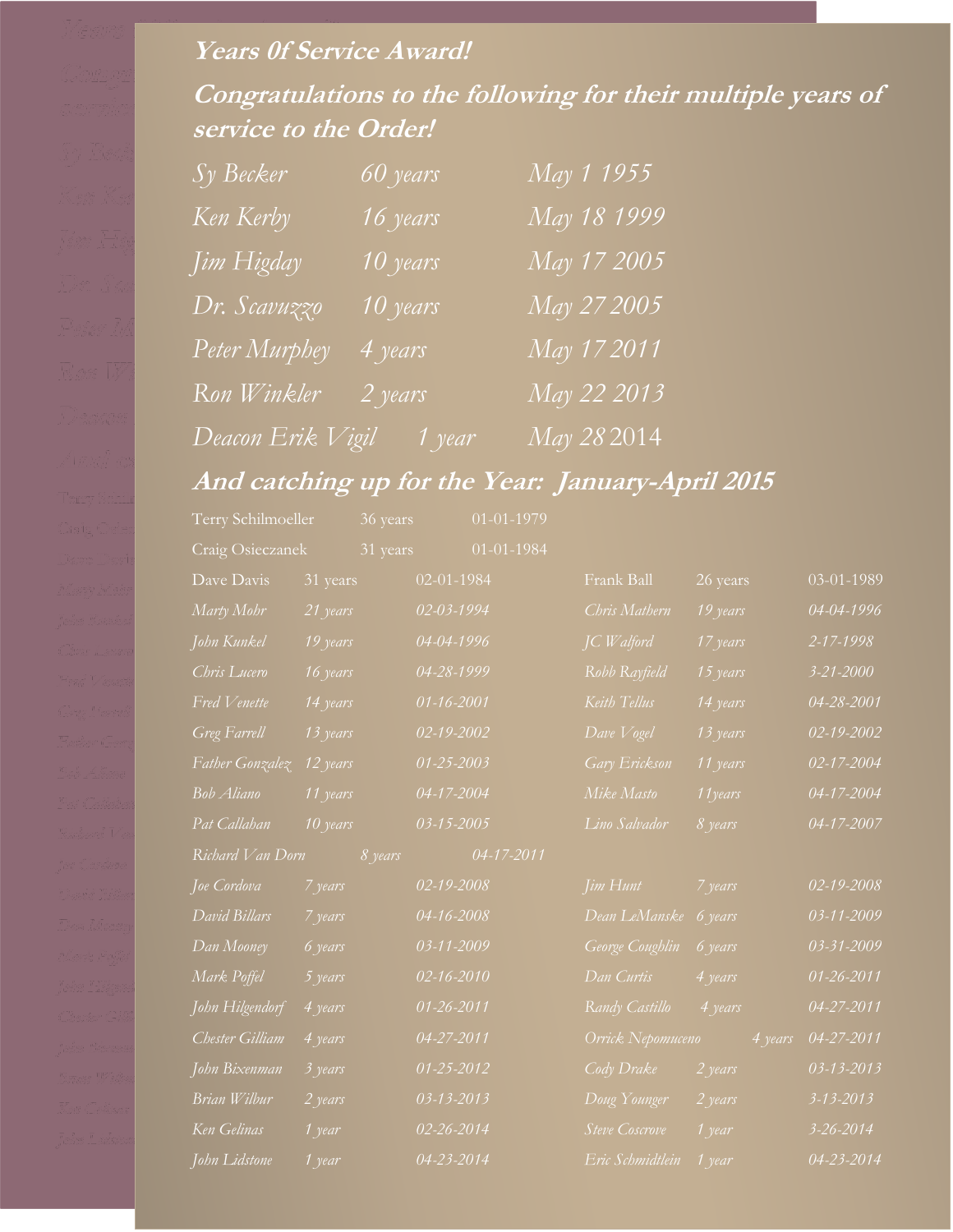***Years 0f Service Award!***

***Congratulations to the following for their multiple years of service to the Order!***

| | | |
|---|---|---|
| *Sy Becker* | *60 years* | *May 1 1955* |
| *Ken Kerby* | *16 years* | *May 18 1999* |
| *Jim Higday* | *10 years* | *May 17 2005* |
| *Dr. Scavuzzo* | *10 years* | *May 27 2005* |
| *Peter Murphey* | *4 years* | *May 17 2011* |
| *Ron Winkler* | *2 years* | *May 22 2013* |
| *Deacon Erik Vigil* | *1 year* | *May 28* 2014 |

***And catching up for the Year: January-April 2015***

| | | | | | |
|---|---|---|---|---|---|
| Terry Schilmoeller | 36 years | 01-01-1979 | | | |
| Craig Osieczanek | 31 years | 01-01-1984 | | | |
| Dave Davis | 31 years | 02-01-1984 | Frank Ball | 26 years | 03-01-1989 |
| *Marty Mohr* | *21 years* | *02-03-1994* | *Chris Mathern* | *19 years* | *04-04-1996* |
| *John Kunkel* | *19 years* | *04-04-1996* | *JC Walford* | *17 years* | *2-17-1998* |
| *Chris Lucero* | *16 years* | *04-28-1999* | *Robb Rayfield* | *15 years* | *3-21-2000* |
| *Fred Venette* | *14 years* | *01-16-2001* | *Keith Tellus* | *14 years* | *04-28-2001* |
| *Greg Farrell* | *13 years* | *02-19-2002* | *Dave Vogel* | *13 years* | *02-19-2002* |
| *Father Gonzalez* | *12 years* | *01-25-2003* | *Gary Erickson* | *11 years* | *02-17-2004* |
| *Bob Aliano* | *11 years* | *04-17-2004* | *Mike Masto* | *11years* | *04-17-2004* |
| *Pat Callahan* | *10 years* | *03-15-2005* | *Lino Salvador* | *8 years* | *04-17-2007* |
| *Richard Van Dorn* | *8 years* | *04-17-2011* | | | |
| *Joe Cordova* | *7 years* | *02-19-2008* | *Jim Hunt* | *7 years* | *02-19-2008* |
| *David Billars* | *7 years* | *04-16-2008* | *Dean LeManske* | *6 years* | *03-11-2009* |
| *Dan Mooney* | *6 years* | *03-11-2009* | *George Coughlin* | *6 years* | *03-31-2009* |
| *Mark Poffel* | *5 years* | *02-16-2010* | *Dan Curtis* | *4 years* | *01-26-2011* |
| *John Hilgendorf* | *4 years* | *01-26-2011* | *Randy Castillo* | *4 years* | *04-27-2011* |
| *Chester Gilliam* | *4 years* | *04-27-2011* | *Orrick Nepomuceno* | *4 years* | *04-27-2011* |
| *John Bixenman* | *3 years* | *01-25-2012* | *Cody Drake* | *2 years* | *03-13-2013* |
| *Brian Wilbur* | *2 years* | *03-13-2013* | *Doug Younger* | *2 years* | *3-13-2013* |
| *Ken Gelinas* | *1 year* | *02-26-2014* | *Steve Coscrove* | *1 year* | *3-26-2014* |
| *John Lidstone* | *1 year* | *04-23-2014* | *Eric Schmidtlein* | *1 year* | *04-23-2014* |